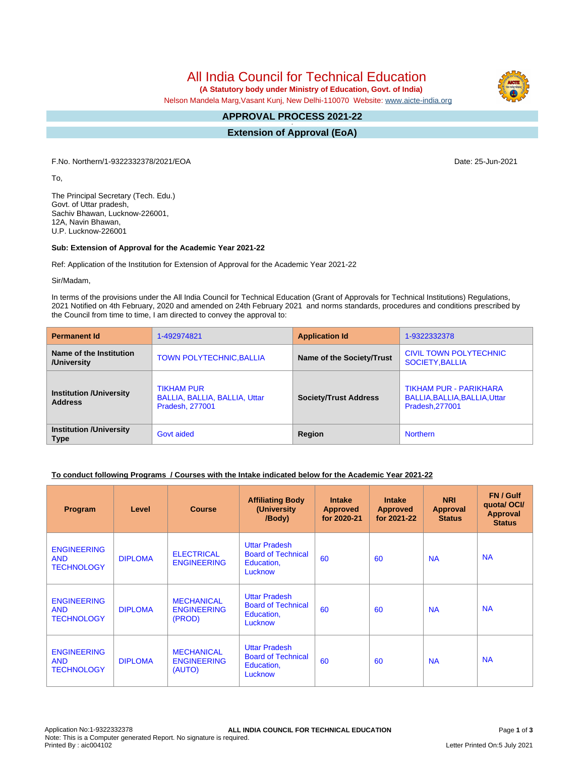# All India Council for Technical Education

**(A Statutory body under Ministry of Education, Govt. of India)**

Nelson Mandela Marg,Vasant Kunj, New Delhi-110070 Website: www.aicte-india.org

## APPROVAL PROCESS 2021-22

## Extension of Approval (EoA)

F.No. Northern/1-9322332378/2021/EOA

Date: 25-Jun-2021

To,

The Principal Secretary (Tech. Edu.)
Govt. of Uttar pradesh,
Sachiv Bhawan, Lucknow-226001,
12A, Navin Bhawan,
U.P. Lucknow-226001

**Sub: Extension of Approval for the Academic Year 2021-22**

Ref: Application of the Institution for Extension of Approval for the Academic Year 2021-22

Sir/Madam,

In terms of the provisions under the All India Council for Technical Education (Grant of Approvals for Technical Institutions) Regulations, 2021 Notified on 4th February, 2020 and amended on 24th February 2021 and norms standards, procedures and conditions prescribed by the Council from time to time, I am directed to convey the approval to:

| **Permanent Id** | 1-492974821 | **Application Id** | 1-9322332378 |
|---|---|---|---|
| **Name of the Institution /University** | TOWN POLYTECHNIC,BALLIA | **Name of the Society/Trust** | CIVIL TOWN POLYTECHNIC SOCIETY,BALLIA |
| **Institution /University Address** | TIKHAM PUR BALLIA, BALLIA, BALLIA, Uttar Pradesh, 277001 | **Society/Trust Address** | TIKHAM PUR - PARIKHARA BALLIA,BALLIA,BALLIA,Uttar Pradesh,277001 |
| **Institution /University Type** | Govt aided | **Region** | Northern |

**To conduct following Programs / Courses with the Intake indicated below for the Academic Year 2021-22**

| Program | Level | Course | Affiliating Body (University /Body) | Intake Approved for 2020-21 | Intake Approved for 2021-22 | NRI Approval Status | FN / Gulf quota/ OCI/ Approval Status |
|---|---|---|---|---|---|---|---|
| ENGINEERING AND TECHNOLOGY | DIPLOMA | ELECTRICAL ENGINEERING | Uttar Pradesh Board of Technical Education, Lucknow | 60 | 60 | NA | NA |
| ENGINEERING AND TECHNOLOGY | DIPLOMA | MECHANICAL ENGINEERING (PROD) | Uttar Pradesh Board of Technical Education, Lucknow | 60 | 60 | NA | NA |
| ENGINEERING AND TECHNOLOGY | DIPLOMA | MECHANICAL ENGINEERING (AUTO) | Uttar Pradesh Board of Technical Education, Lucknow | 60 | 60 | NA | NA |

Application No:1-9322332378
Note: This is a Computer generated Report. No signature is required.
Printed By : aic004102

Letter Printed On:5 July 2021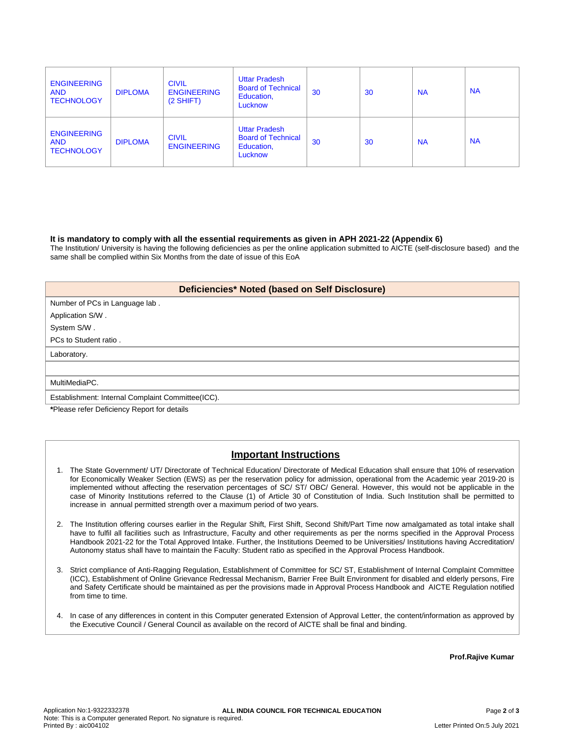| | | | | | | | |
|---|---|---|---|---|---|---|---|
| ENGINEERING AND TECHNOLOGY | DIPLOMA | CIVIL ENGINEERING (2 SHIFT) | Uttar Pradesh Board of Technical Education, Lucknow | 30 | 30 | NA | NA |
| ENGINEERING AND TECHNOLOGY | DIPLOMA | CIVIL ENGINEERING | Uttar Pradesh Board of Technical Education, Lucknow | 30 | 30 | NA | NA |

**It is mandatory to comply with all the essential requirements as given in APH 2021-22 (Appendix 6)**

The Institution/ University is having the following deficiencies as per the online application submitted to AICTE (self-disclosure based) and the same shall be complied within Six Months from the date of issue of this EoA

| Deficiencies* Noted (based on Self Disclosure) |
|---|
| Number of PCs in Language lab . |
| Application S/W . |
| System S/W . |
| PCs to Student ratio . |
| Laboratory. |
| |
| MultiMediaPC. |
| Establishment: Internal Complaint Committee(ICC). |

***Please refer Deficiency Report for details**

## Important Instructions

1. The State Government/ UT/ Directorate of Technical Education/ Directorate of Medical Education shall ensure that 10% of reservation for Economically Weaker Section (EWS) as per the reservation policy for admission, operational from the Academic year 2019-20 is implemented without affecting the reservation percentages of SC/ ST/ OBC/ General. However, this would not be applicable in the case of Minority Institutions referred to the Clause (1) of Article 30 of Constitution of India. Such Institution shall be permitted to increase in annual permitted strength over a maximum period of two years.
2. The Institution offering courses earlier in the Regular Shift, First Shift, Second Shift/Part Time now amalgamated as total intake shall have to fulfil all facilities such as Infrastructure, Faculty and other requirements as per the norms specified in the Approval Process Handbook 2021-22 for the Total Approved Intake. Further, the Institutions Deemed to be Universities/ Institutions having Accreditation/ Autonomy status shall have to maintain the Faculty: Student ratio as specified in the Approval Process Handbook.
3. Strict compliance of Anti-Ragging Regulation, Establishment of Committee for SC/ ST, Establishment of Internal Complaint Committee (ICC), Establishment of Online Grievance Redressal Mechanism, Barrier Free Built Environment for disabled and elderly persons, Fire and Safety Certificate should be maintained as per the provisions made in Approval Process Handbook and AICTE Regulation notified from time to time.
4. In case of any differences in content in this Computer generated Extension of Approval Letter, the content/information as approved by the Executive Council / General Council as available on the record of AICTE shall be final and binding.

**Prof.Rajive Kumar**

Application No:1-9322332378
Note: This is a Computer generated Report. No signature is required.
Printed By : aic004102

**ALL INDIA COUNCIL FOR TECHNICAL EDUCATION**

Letter Printed On:5 July 2021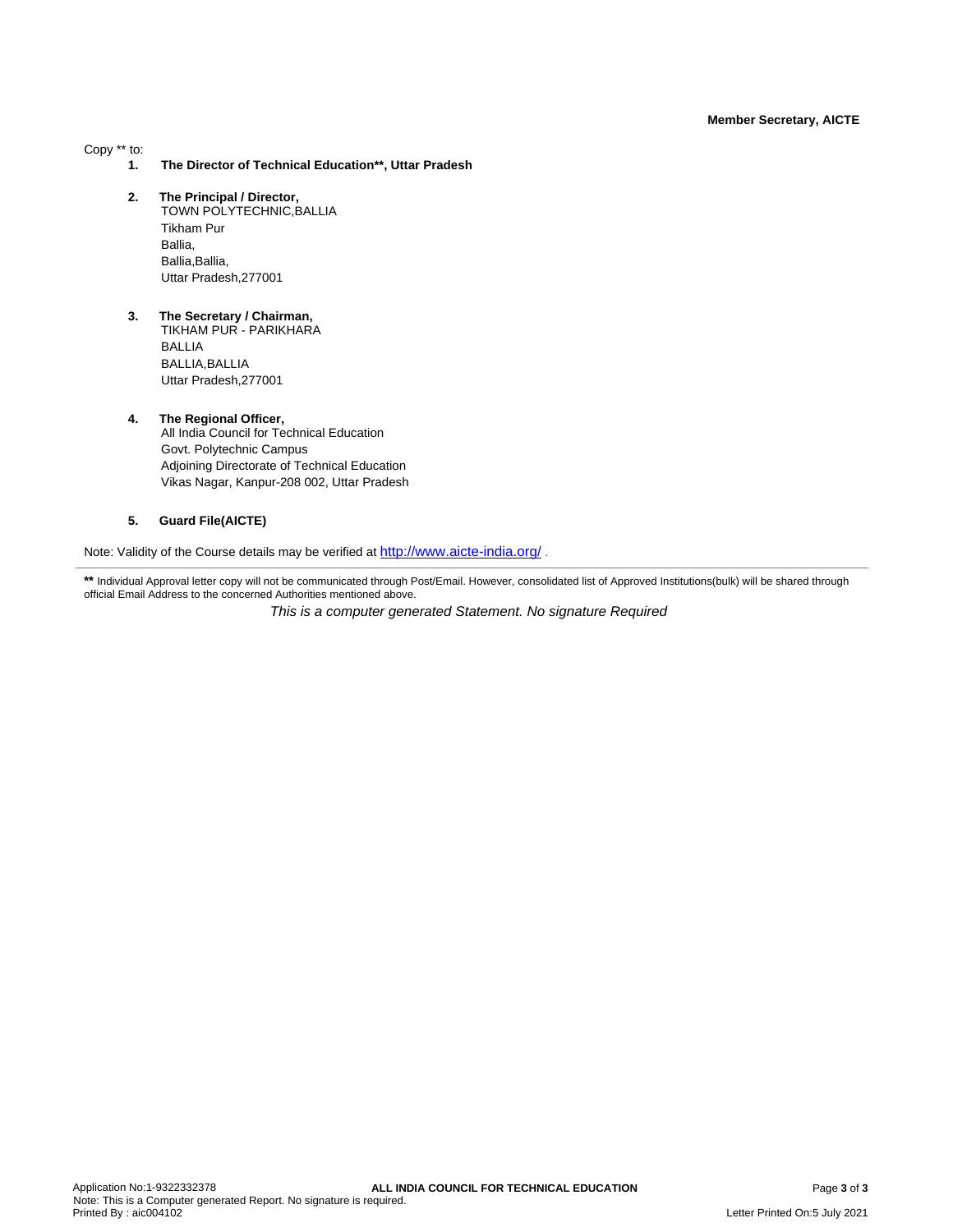**Member Secretary, AICTE**

Copy ** to:

1. **The Director of Technical Education**, Uttar Pradesh**

2. **The Principal / Director,**
   TOWN POLYTECHNIC,BALLIA
   Tikham Pur
   Ballia,
   Ballia,Ballia,
   Uttar Pradesh,277001

3. **The Secretary / Chairman,**
   TIKHAM PUR - PARIKHARA
   BALLIA
   BALLIA,BALLIA
   Uttar Pradesh,277001

4. **The Regional Officer,**
   All India Council for Technical Education
   Govt. Polytechnic Campus
   Adjoining Directorate of Technical Education
   Vikas Nagar, Kanpur-208 002, Uttar Pradesh

5. **Guard File(AICTE)**

Note: Validity of the Course details may be verified at http://www.aicte-india.org/ .

---

**\*\*** Individual Approval letter copy will not be communicated through Post/Email. However, consolidated list of Approved Institutions(bulk) will be shared through official Email Address to the concerned Authorities mentioned above.

*This is a computer generated Statement. No signature Required*

Application No:1-9322332378
Note: This is a Computer generated Report. No signature is required.
Printed By : aic004102

Letter Printed On:5 July 2021